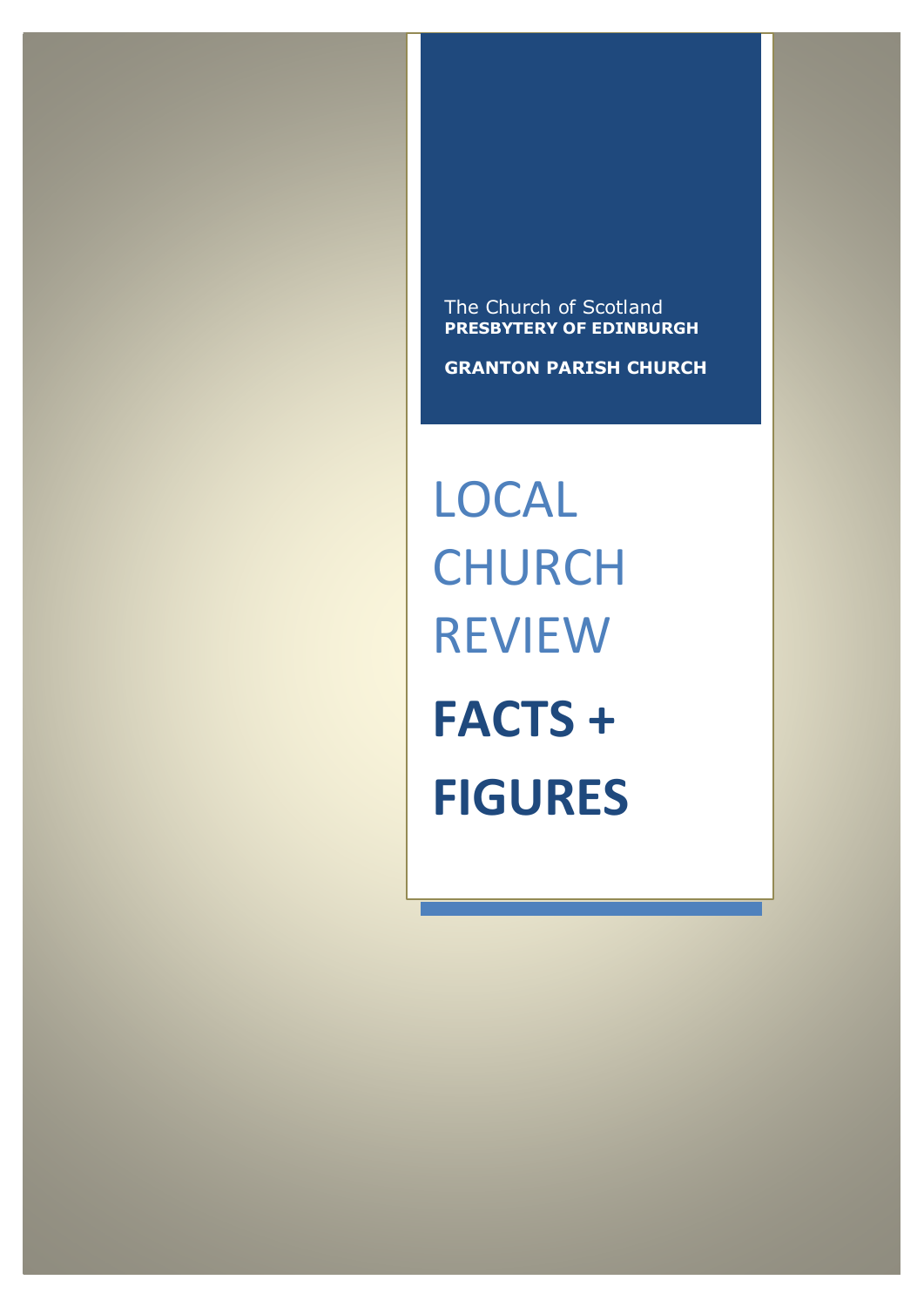The Church of Scotland
**PRESBYTERY OF EDINBURGH**

**GRANTON PARISH CHURCH**

# LOCAL CHURCH REVIEW

# **FACTS + FIGURES**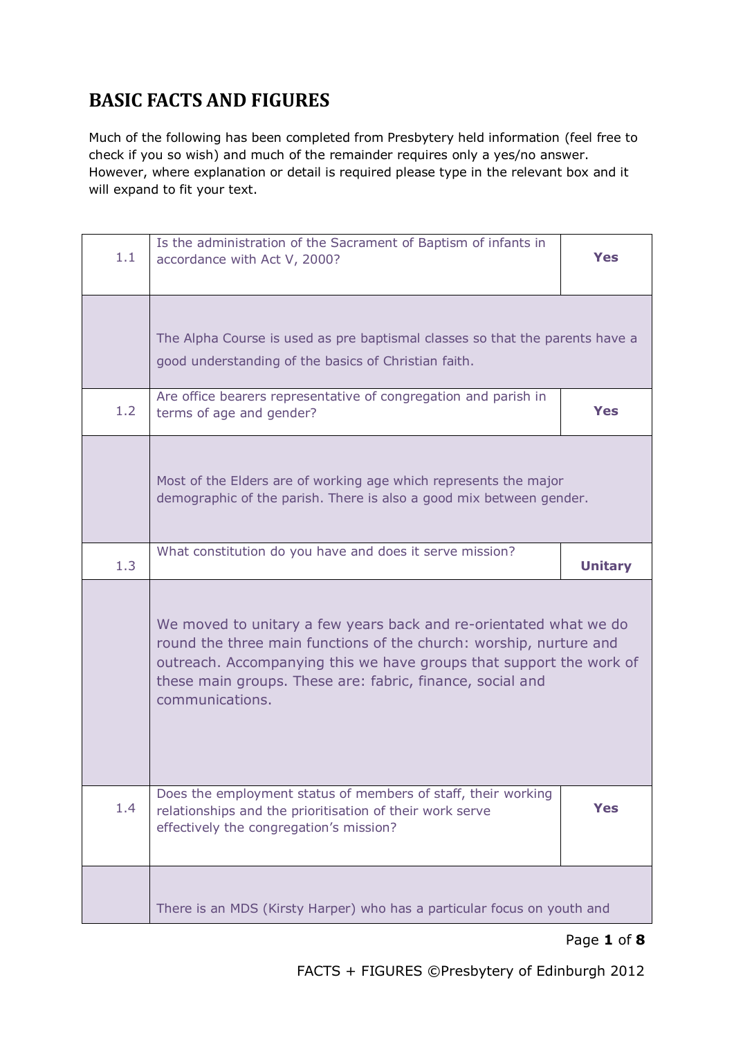# BASIC FACTS AND FIGURES

Much of the following has been completed from Presbytery held information (feel free to check if you so wish) and much of the remainder requires only a yes/no answer. However, where explanation or detail is required please type in the relevant box and it will expand to fit your text.

| | | |
|---|---|---|
| 1.1 | Is the administration of the Sacrament of Baptism of infants in accordance with Act V, 2000? | **Yes** |
| | The Alpha Course is used as pre baptismal classes so that the parents have a good understanding of the basics of Christian faith. | |
| 1.2 | Are office bearers representative of congregation and parish in terms of age and gender? | **Yes** |
| | Most of the Elders are of working age which represents the major demographic of the parish. There is also a good mix between gender. | |
| 1.3 | What constitution do you have and does it serve mission? | **Unitary** |
| | We moved to unitary a few years back and re-orientated what we do round the three main functions of the church: worship, nurture and outreach. Accompanying this we have groups that support the work of these main groups. These are: fabric, finance, social and communications. | |
| 1.4 | Does the employment status of members of staff, their working relationships and the prioritisation of their work serve effectively the congregation's mission? | **Yes** |
| | There is an MDS (Kirsty Harper) who has a particular focus on youth and | |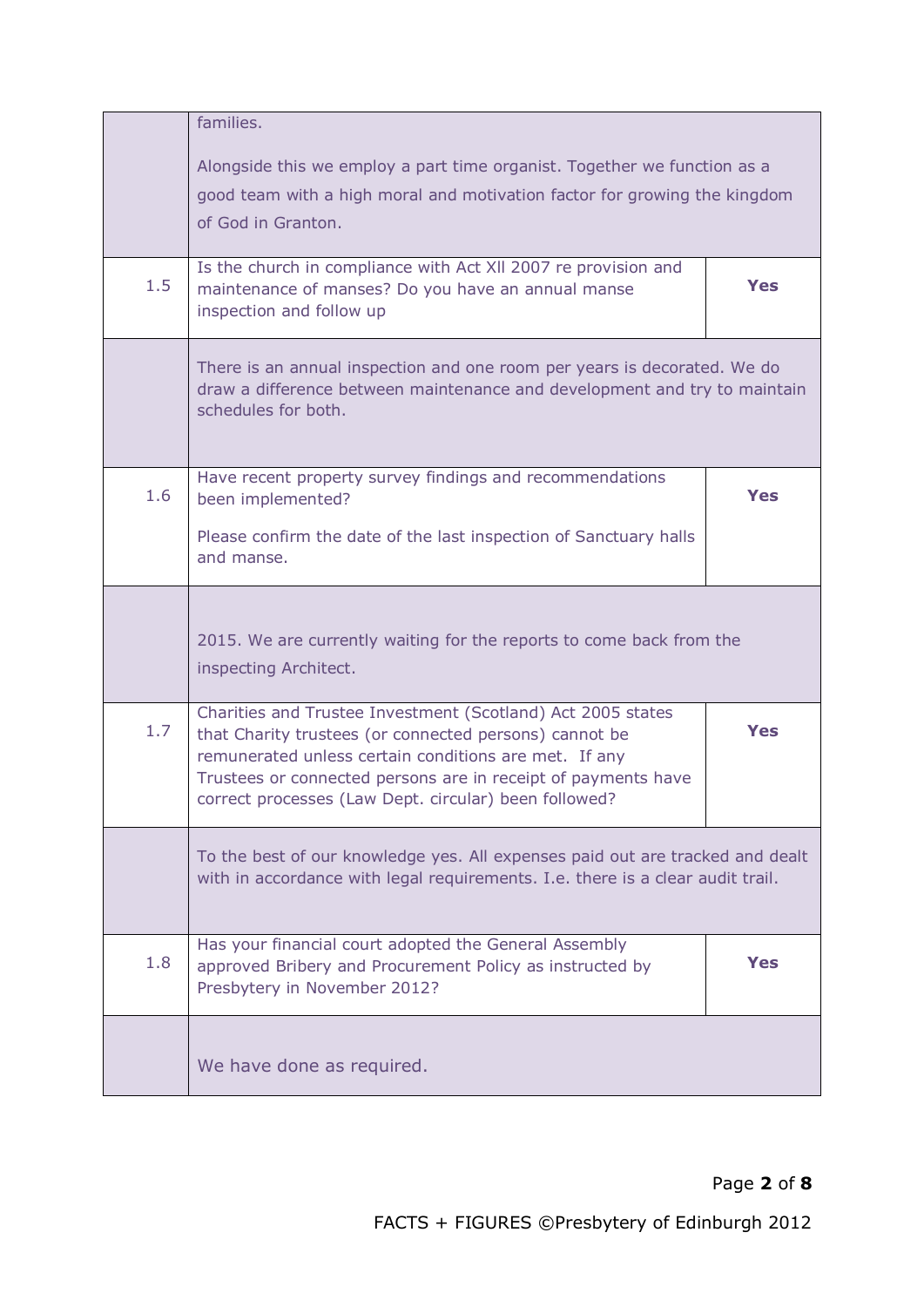| | | |
|---|---|---|
| | families.<br><br>Alongside this we employ a part time organist. Together we function as a good team with a high moral and motivation factor for growing the kingdom of God in Granton. | |
| 1.5 | Is the church in compliance with Act XII 2007 re provision and maintenance of manses? Do you have an annual manse inspection and follow up | **Yes** |
| | There is an annual inspection and one room per years is decorated. We do draw a difference between maintenance and development and try to maintain schedules for both. | |
| 1.6 | Have recent property survey findings and recommendations been implemented?<br><br>Please confirm the date of the last inspection of Sanctuary halls and manse. | **Yes** |
| | 2015. We are currently waiting for the reports to come back from the inspecting Architect. | |
| 1.7 | Charities and Trustee Investment (Scotland) Act 2005 states that Charity trustees (or connected persons) cannot be remunerated unless certain conditions are met. If any Trustees or connected persons are in receipt of payments have correct processes (Law Dept. circular) been followed? | **Yes** |
| | To the best of our knowledge yes. All expenses paid out are tracked and dealt with in accordance with legal requirements. I.e. there is a clear audit trail. | |
| 1.8 | Has your financial court adopted the General Assembly approved Bribery and Procurement Policy as instructed by Presbytery in November 2012? | **Yes** |
| | We have done as required. | |

FACTS + FIGURES ©Presbytery of Edinburgh 2012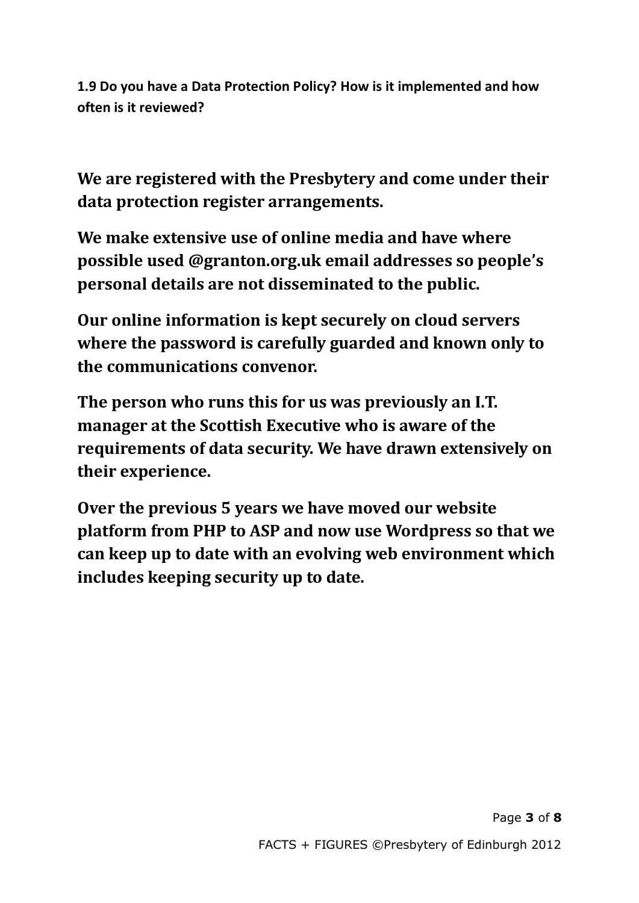**1.9 Do you have a Data Protection Policy? How is it implemented and how often is it reviewed?**

**We are registered with the Presbytery and come under their data protection register arrangements.**

**We make extensive use of online media and have where possible used @granton.org.uk email addresses so people's personal details are not disseminated to the public.**

**Our online information is kept securely on cloud servers where the password is carefully guarded and known only to the communications convenor.**

**The person who runs this for us was previously an I.T. manager at the Scottish Executive who is aware of the requirements of data security. We have drawn extensively on their experience.**

**Over the previous 5 years we have moved our website platform from PHP to ASP and now use Wordpress so that we can keep up to date with an evolving web environment which includes keeping security up to date.**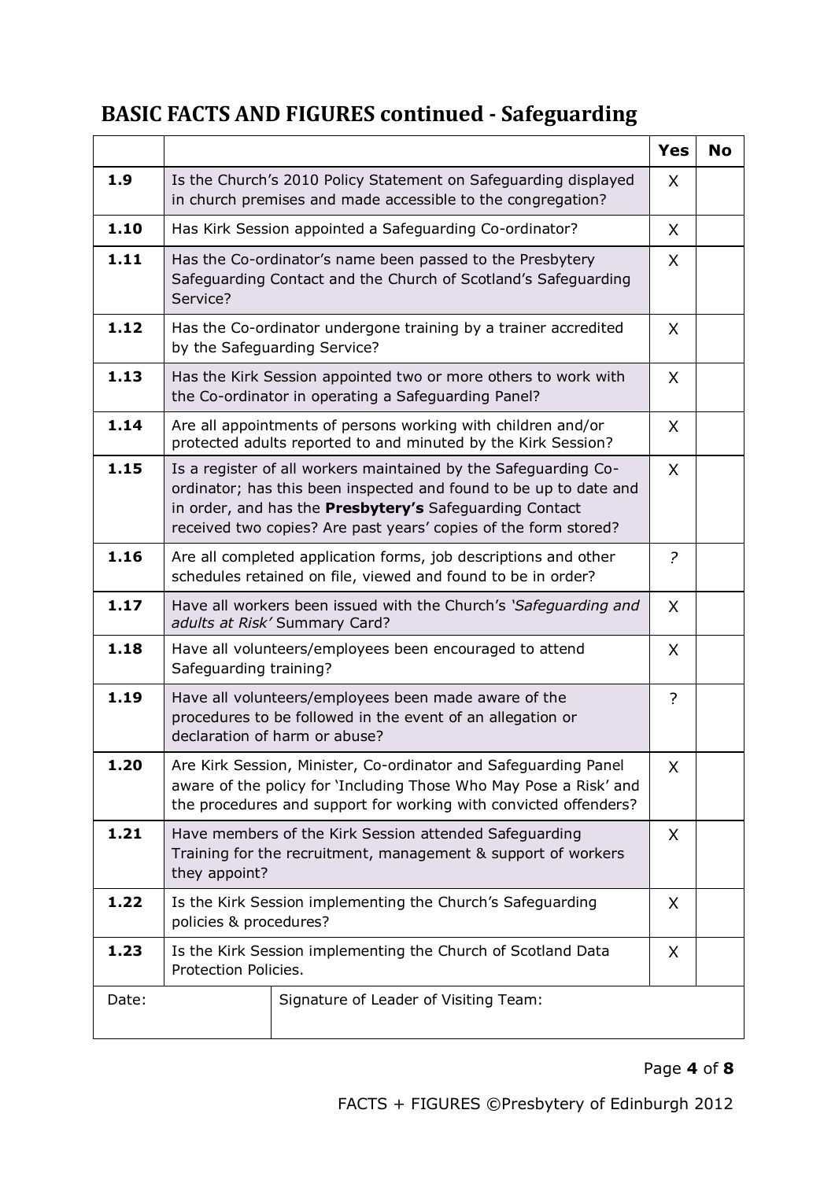## BASIC FACTS AND FIGURES continued - Safeguarding

| | | Yes | No |
|---|---|---|---|
| **1.9** | Is the Church's 2010 Policy Statement on Safeguarding displayed in church premises and made accessible to the congregation? | X | |
| **1.10** | Has Kirk Session appointed a Safeguarding Co-ordinator? | X | |
| **1.11** | Has the Co-ordinator's name been passed to the Presbytery Safeguarding Contact and the Church of Scotland's Safeguarding Service? | X | |
| **1.12** | Has the Co-ordinator undergone training by a trainer accredited by the Safeguarding Service? | X | |
| **1.13** | Has the Kirk Session appointed two or more others to work with the Co-ordinator in operating a Safeguarding Panel? | X | |
| **1.14** | Are all appointments of persons working with children and/or protected adults reported to and minuted by the Kirk Session? | X | |
| **1.15** | Is a register of all workers maintained by the Safeguarding Co-ordinator; has this been inspected and found to be up to date and in order, and has the **Presbytery's** Safeguarding Contact received two copies? Are past years' copies of the form stored? | X | |
| **1.16** | Are all completed application forms, job descriptions and other schedules retained on file, viewed and found to be in order? | *?* | |
| **1.17** | Have all workers been issued with the Church's *'Safeguarding and adults at Risk'* Summary Card? | X | |
| **1.18** | Have all volunteers/employees been encouraged to attend Safeguarding training? | X | |
| **1.19** | Have all volunteers/employees been made aware of the procedures to be followed in the event of an allegation or declaration of harm or abuse? | ? | |
| **1.20** | Are Kirk Session, Minister, Co-ordinator and Safeguarding Panel aware of the policy for 'Including Those Who May Pose a Risk' and the procedures and support for working with convicted offenders? | X | |
| **1.21** | Have members of the Kirk Session attended Safeguarding Training for the recruitment, management & support of workers they appoint? | X | |
| **1.22** | Is the Kirk Session implementing the Church's Safeguarding policies & procedures? | X | |
| **1.23** | Is the Kirk Session implementing the Church of Scotland Data Protection Policies. | X | |

| Date: | Signature of Leader of Visiting Team: |
|---|---|

FACTS + FIGURES ©Presbytery of Edinburgh 2012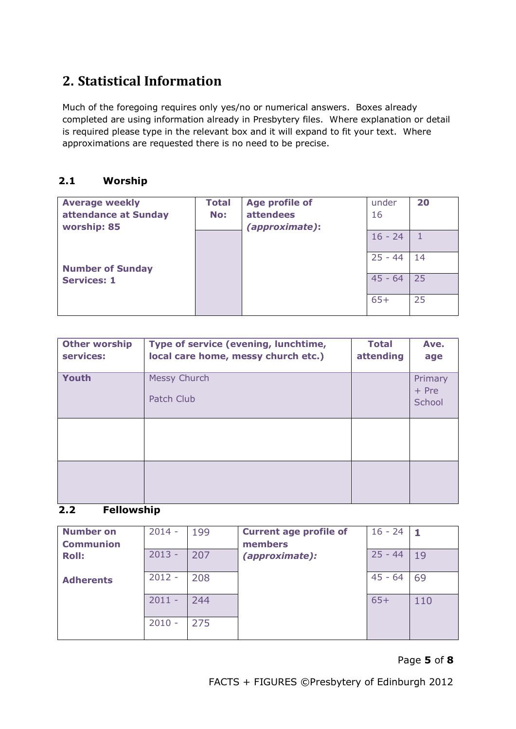## 2. Statistical Information

Much of the foregoing requires only yes/no or numerical answers. Boxes already completed are using information already in Presbytery files. Where explanation or detail is required please type in the relevant box and it will expand to fit your text. Where approximations are requested there is no need to be precise.

### 2.1 Worship

| Average weekly attendance at Sunday worship: 85 | Total No: | Age profile of attendees *(approximate)*: | under 16 | 20 |
|---|---|---|---|---|
| | | | 16 - 24 | 1 |
| Number of Sunday Services: 1 | | | 25 - 44 | 14 |
| | | | 45 - 64 | 25 |
| | | | 65+ | 25 |

| Other worship services: | Type of service (evening, lunchtime, local care home, messy church etc.) | Total attending | Ave. age |
|---|---|---|---|
| Youth | Messy Church<br>Patch Club | | Primary + Pre School |
| | | | |
| | | | |

### 2.2 Fellowship

| Number on Communion Roll: | 2014 - | 199 | Current age profile of members *(approximate)*: | 16 - 24 | 1 |
|---|---|---|---|---|---|
| | 2013 - | 207 | | 25 - 44 | 19 |
| Adherents | 2012 - | 208 | | 45 - 64 | 69 |
| | 2011 - | 244 | | 65+ | 110 |
| | 2010 - | 275 | | | |

FACTS + FIGURES ©Presbytery of Edinburgh 2012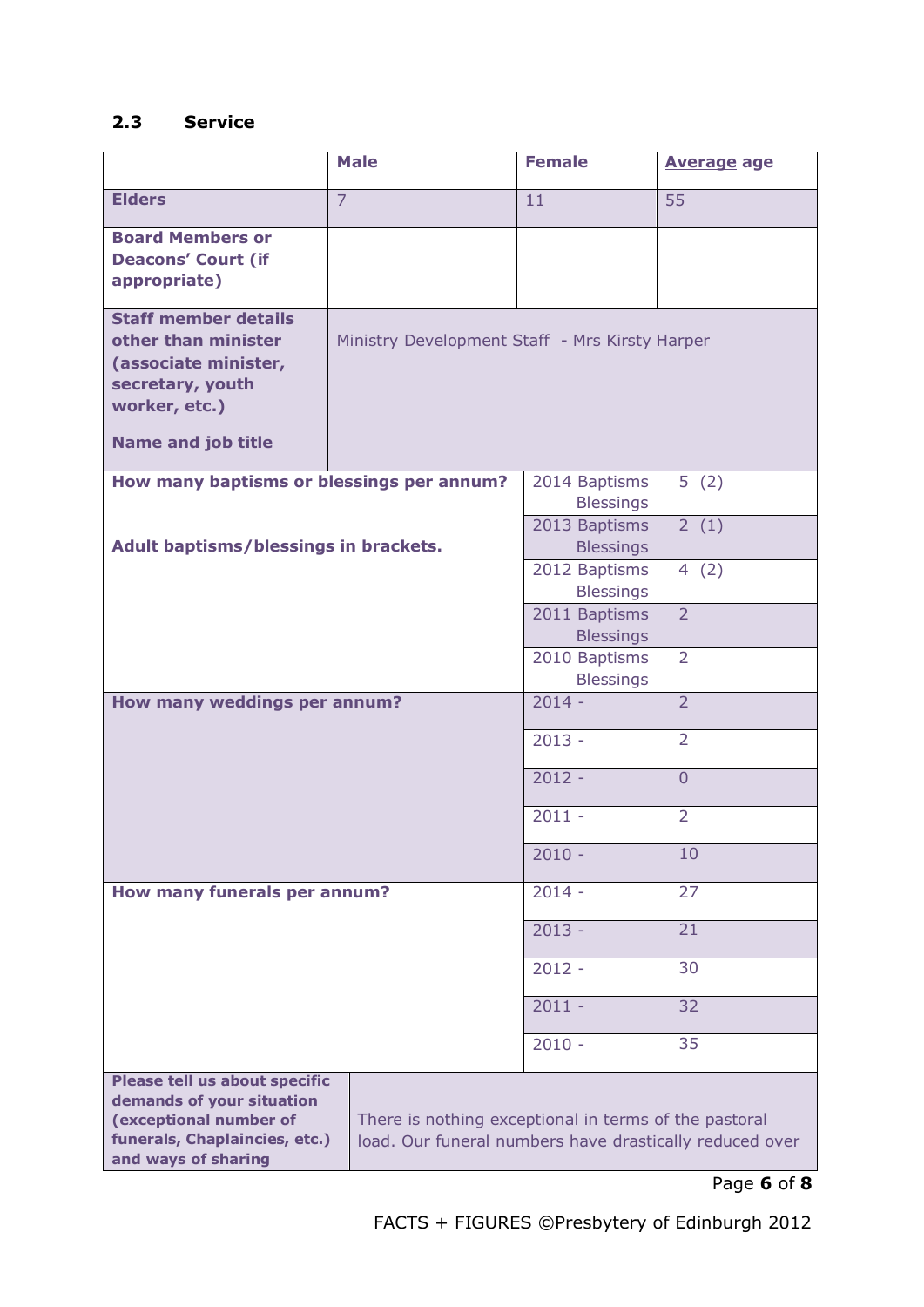## 2.3 Service

| | Male | Female | Average age |
|---|---|---|---|
| **Elders** | 7 | 11 | 55 |
| **Board Members or Deacons' Court (if appropriate)** | | | |
| **Staff member details other than minister (associate minister, secretary, youth worker, etc.)**<br><br>**Name and job title** | Ministry Development Staff - Mrs Kirsty Harper | | |

| | | |
|---|---|---|
| **How many baptisms or blessings per annum?**<br><br>**Adult baptisms/blessings in brackets.** | 2014 Baptisms Blessings | 5 (2) |
| | 2013 Baptisms Blessings | 2 (1) |
| | 2012 Baptisms Blessings | 4 (2) |
| | 2011 Baptisms Blessings | 2 |
| | 2010 Baptisms Blessings | 2 |
| **How many weddings per annum?** | 2014 - | 2 |
| | 2013 - | 2 |
| | 2012 - | 0 |
| | 2011 - | 2 |
| | 2010 - | 10 |
| **How many funerals per annum?** | 2014 - | 27 |
| | 2013 - | 21 |
| | 2012 - | 30 |
| | 2011 - | 32 |
| | 2010 - | 35 |

| | |
|---|---|
| **Please tell us about specific demands of your situation (exceptional number of funerals, Chaplaincies, etc.) and ways of sharing** | There is nothing exceptional in terms of the pastoral load. Our funeral numbers have drastically reduced over |

FACTS + FIGURES ©Presbytery of Edinburgh 2012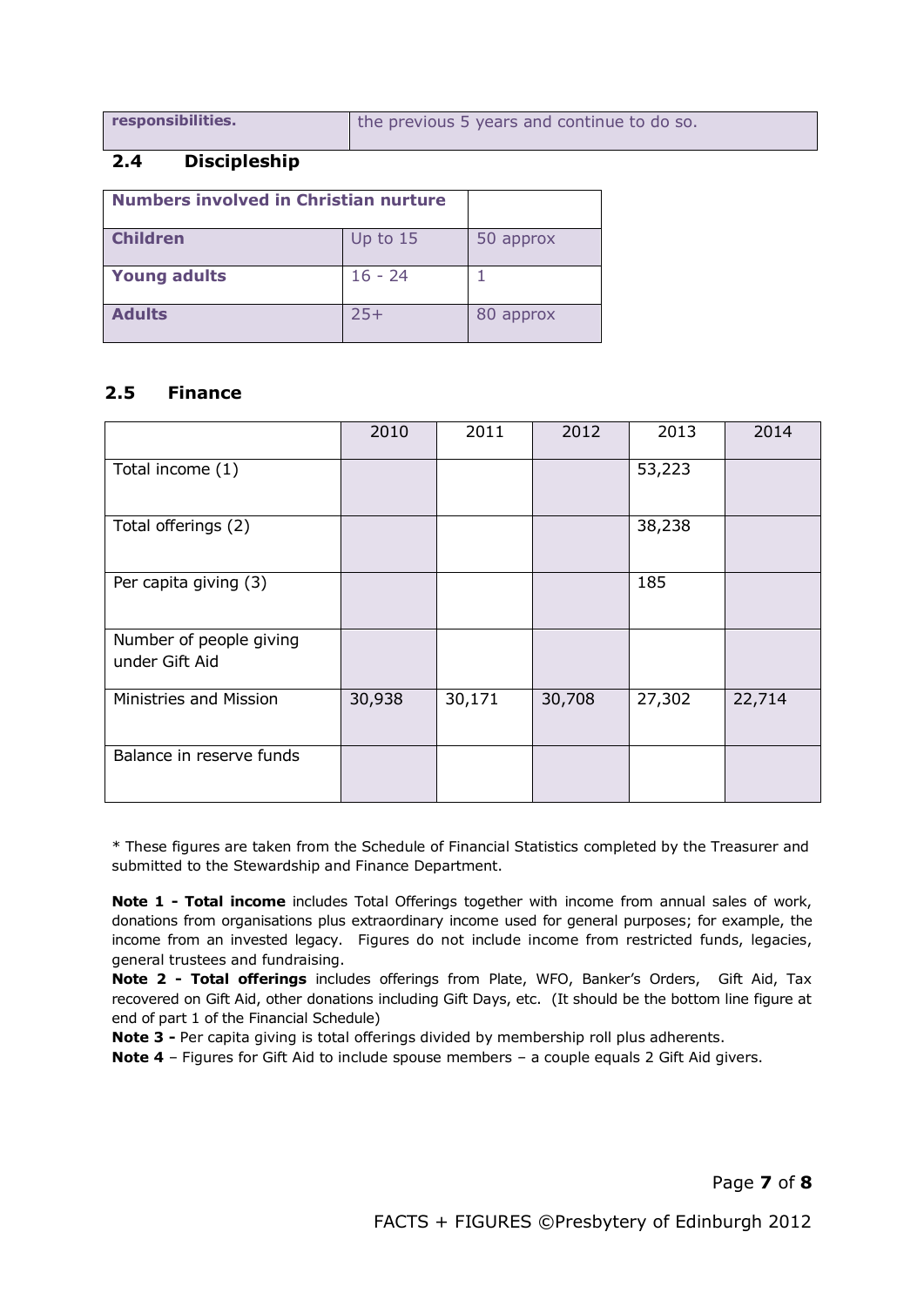| responsibilities. | the previous 5 years and continue to do so. |
|---|---|

## 2.4 Discipleship

| Numbers involved in Christian nurture | | |
|---|---|---|
| Children | Up to 15 | 50 approx |
| Young adults | 16 - 24 | 1 |
| Adults | 25+ | 80 approx |

## 2.5 Finance

| | 2010 | 2011 | 2012 | 2013 | 2014 |
|---|---|---|---|---|---|
| Total income (1) | | | | 53,223 | |
| Total offerings (2) | | | | 38,238 | |
| Per capita giving (3) | | | | 185 | |
| Number of people giving under Gift Aid | | | | | |
| Ministries and Mission | 30,938 | 30,171 | 30,708 | 27,302 | 22,714 |
| Balance in reserve funds | | | | | |

* These figures are taken from the Schedule of Financial Statistics completed by the Treasurer and submitted to the Stewardship and Finance Department.

**Note 1 - Total income** includes Total Offerings together with income from annual sales of work, donations from organisations plus extraordinary income used for general purposes; for example, the income from an invested legacy. Figures do not include income from restricted funds, legacies, general trustees and fundraising.

**Note 2 - Total offerings** includes offerings from Plate, WFO, Banker's Orders, Gift Aid, Tax recovered on Gift Aid, other donations including Gift Days, etc. (It should be the bottom line figure at end of part 1 of the Financial Schedule)

**Note 3 -** Per capita giving is total offerings divided by membership roll plus adherents.

**Note 4** – Figures for Gift Aid to include spouse members – a couple equals 2 Gift Aid givers.